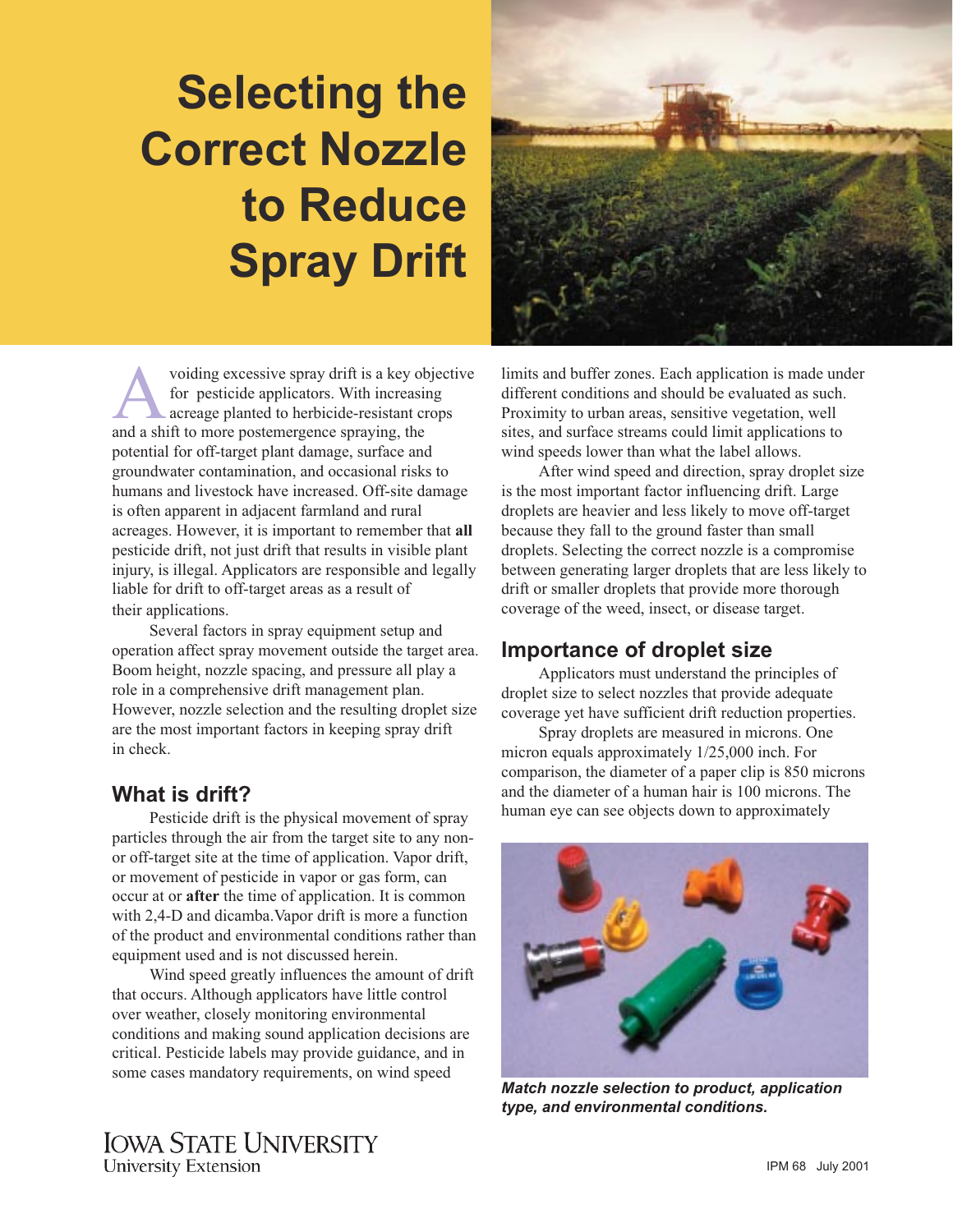# Selecting the Correct Nozzle to Reduce Spray Drift

Avoiding excessive spray drift is a key objective for pesticide applicators. With increasing acreage planted to herbicide-resistant crops and a shift to more postemergence spraying, the potential for off-target plant damage, surface and groundwater contamination, and occasional risks to humans and livestock have increased. Off-site damage is often apparent in adjacent farmland and rural acreages. However, it is important to remember that **all** pesticide drift, not just drift that results in visible plant injury, is illegal. Applicators are responsible and legally liable for drift to off-target areas as a result of their applications.

Several factors in spray equipment setup and operation affect spray movement outside the target area. Boom height, nozzle spacing, and pressure all play a role in a comprehensive drift management plan. However, nozzle selection and the resulting droplet size are the most important factors in keeping spray drift in check.

## What is drift?

Pesticide drift is the physical movement of spray particles through the air from the target site to any non- or off-target site at the time of application. Vapor drift, or movement of pesticide in vapor or gas form, can occur at or **after** the time of application. It is common with 2,4-D and dicamba. Vapor drift is more a function of the product and environmental conditions rather than equipment used and is not discussed herein.

Wind speed greatly influences the amount of drift that occurs. Although applicators have little control over weather, closely monitoring environmental conditions and making sound application decisions are critical. Pesticide labels may provide guidance, and in some cases mandatory requirements, on wind speed limits and buffer zones. Each application is made under different conditions and should be evaluated as such. Proximity to urban areas, sensitive vegetation, well sites, and surface streams could limit applications to wind speeds lower than what the label allows.

After wind speed and direction, spray droplet size is the most important factor influencing drift. Large droplets are heavier and less likely to move off-target because they fall to the ground faster than small droplets. Selecting the correct nozzle is a compromise between generating larger droplets that are less likely to drift or smaller droplets that provide more thorough coverage of the weed, insect, or disease target.

## Importance of droplet size

Applicators must understand the principles of droplet size to select nozzles that provide adequate coverage yet have sufficient drift reduction properties.

Spray droplets are measured in microns. One micron equals approximately 1/25,000 inch. For comparison, the diameter of a paper clip is 850 microns and the diameter of a human hair is 100 microns. The human eye can see objects down to approximately

***Match nozzle selection to product, application type, and environmental conditions.***

IOWA STATE UNIVERSITY
University Extension

IPM 68 July 2001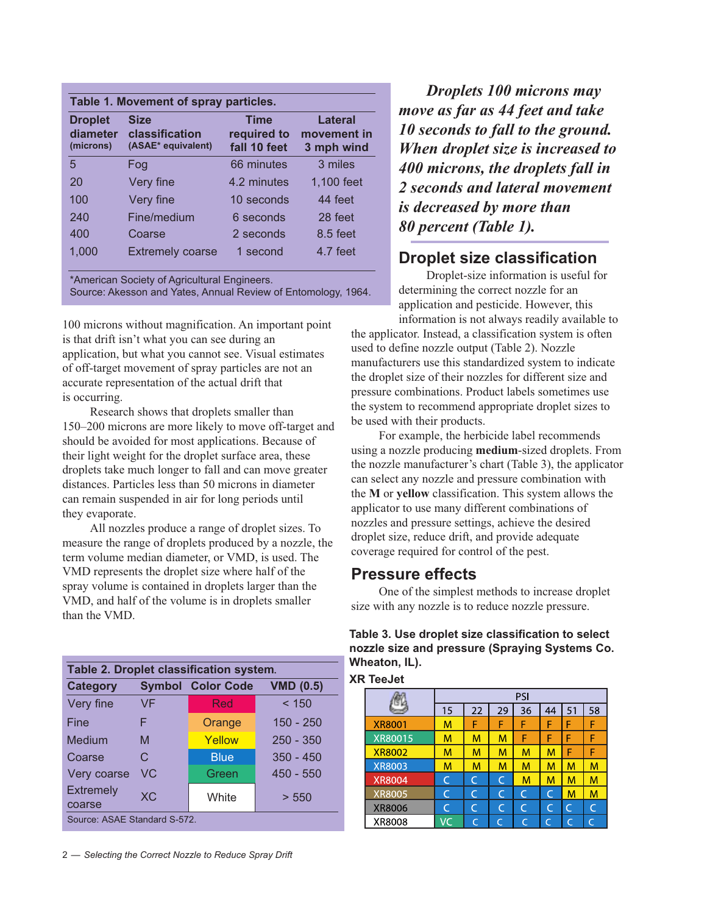| Table 1. Movement of spray particles. | | | |
|---|---|---|---|
| **Droplet diameter** (microns) | **Size classification** (ASAE* equivalent) | **Time required to fall 10 feet** | **Lateral movement in 3 mph wind** |
| 5 | Fog | 66 minutes | 3 miles |
| 20 | Very fine | 4.2 minutes | 1,100 feet |
| 100 | Very fine | 10 seconds | 44 feet |
| 240 | Fine/medium | 6 seconds | 28 feet |
| 400 | Coarse | 2 seconds | 8.5 feet |
| 1,000 | Extremely coarse | 1 second | 4.7 feet |

*American Society of Agricultural Engineers.
Source: Akesson and Yates, Annual Review of Entomology, 1964.

100 microns without magnification. An important point is that drift isn't what you can see during an application, but what you cannot see. Visual estimates of off-target movement of spray particles are not an accurate representation of the actual drift that is occurring.

Research shows that droplets smaller than 150–200 microns are more likely to move off-target and should be avoided for most applications. Because of their light weight for the droplet surface area, these droplets take much longer to fall and can move greater distances. Particles less than 50 microns in diameter can remain suspended in air for long periods until they evaporate.

All nozzles produce a range of droplet sizes. To measure the range of droplets produced by a nozzle, the term volume median diameter, or VMD, is used. The VMD represents the droplet size where half of the spray volume is contained in droplets larger than the VMD, and half of the volume is in droplets smaller than the VMD.

| Table 2. Droplet classification system. | | | |
|---|---|---|---|
| **Category** | **Symbol** | **Color Code** | **VMD (0.5)** |
| Very fine | VF | Red | < 150 |
| Fine | F | Orange | 150 - 250 |
| Medium | M | Yellow | 250 - 350 |
| Coarse | C | Blue | 350 - 450 |
| Very coarse | VC | Green | 450 - 550 |
| Extremely coarse | XC | White | > 550 |

Source: ASAE Standard S-572.

***Droplets 100 microns may move as far as 44 feet and take 10 seconds to fall to the ground. When droplet size is increased to 400 microns, the droplets fall in 2 seconds and lateral movement is decreased by more than 80 percent (Table 1).***

## Droplet size classification

Droplet-size information is useful for determining the correct nozzle for an application and pesticide. However, this information is not always readily available to the applicator. Instead, a classification system is often used to define nozzle output (Table 2). Nozzle manufacturers use this standardized system to indicate the droplet size of their nozzles for different size and pressure combinations. Product labels sometimes use the system to recommend appropriate droplet sizes to be used with their products.

For example, the herbicide label recommends using a nozzle producing **medium**-sized droplets. From the nozzle manufacturer's chart (Table 3), the applicator can select any nozzle and pressure combination with the **M** or **yellow** classification. This system allows the applicator to use many different combinations of nozzles and pressure settings, achieve the desired droplet size, reduce drift, and provide adequate coverage required for control of the pest.

## Pressure effects

One of the simplest methods to increase droplet size with any nozzle is to reduce nozzle pressure.

**Table 3. Use droplet size classification to select nozzle size and pressure (Spraying Systems Co. Wheaton, IL).**

**XR TeeJet**

| | PSI | | | | | | |
|---|---|---|---|---|---|---|---|
| | 15 | 22 | 29 | 36 | 44 | 51 | 58 |
| XR8001 | M | F | F | F | F | F | F |
| XR80015 | M | M | M | F | F | F | F |
| XR8002 | M | M | M | M | M | F | F |
| XR8003 | M | M | M | M | M | M | M |
| XR8004 | C | C | C | M | M | M | M |
| XR8005 | C | C | C | C | C | M | M |
| XR8006 | C | C | C | C | C | C | C |
| XR8008 | VC | C | C | C | C | C | C |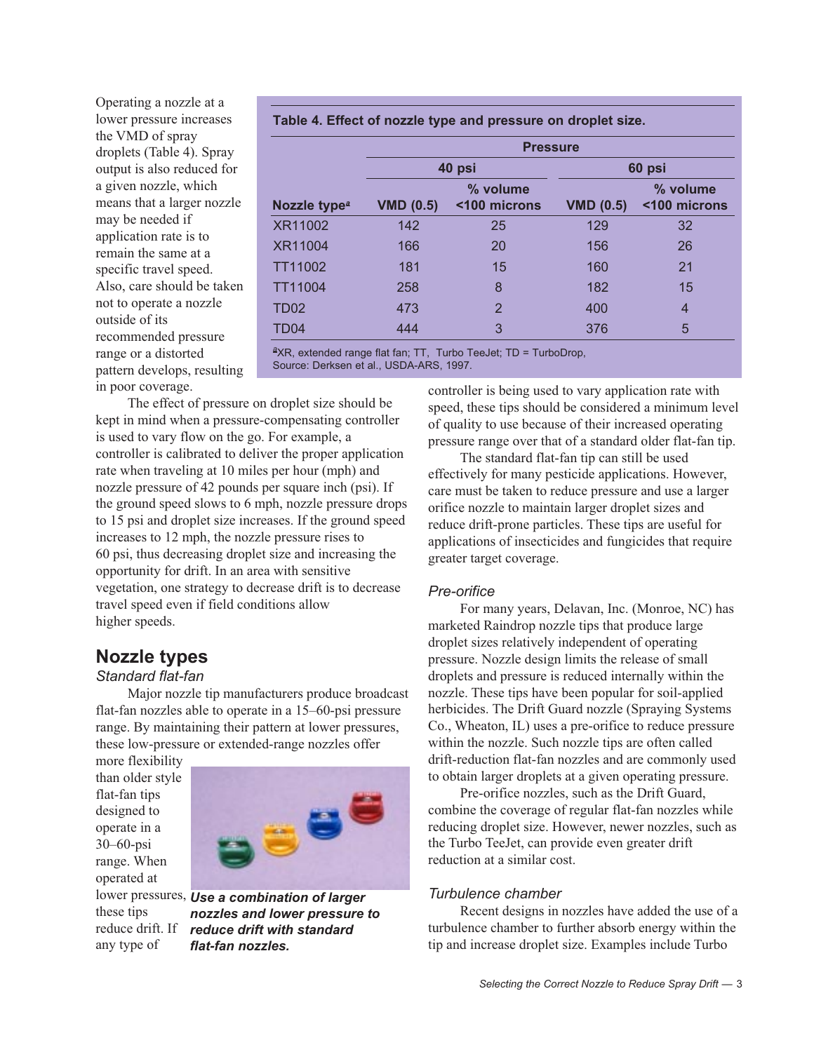Operating a nozzle at a lower pressure increases the VMD of spray droplets (Table 4). Spray output is also reduced for a given nozzle, which means that a larger nozzle may be needed if application rate is to remain the same at a specific travel speed. Also, care should be taken not to operate a nozzle outside of its recommended pressure range or a distorted pattern develops, resulting in poor coverage.

**Table 4. Effect of nozzle type and pressure on droplet size.**

| | Pressure | | | |
|---|---|---|---|---|
| | 40 psi | | 60 psi | |
| Nozzle type[a] | VMD (0.5) | % volume <100 microns | VMD (0.5) | % volume <100 microns |
| XR11002 | 142 | 25 | 129 | 32 |
| XR11004 | 166 | 20 | 156 | 26 |
| TT11002 | 181 | 15 | 160 | 21 |
| TT11004 | 258 | 8 | 182 | 15 |
| TD02 | 473 | 2 | 400 | 4 |
| TD04 | 444 | 3 | 376 | 5 |

[a]XR, extended range flat fan; TT, Turbo TeeJet; TD = TurboDrop,
Source: Derksen et al., USDA-ARS, 1997.

The effect of pressure on droplet size should be kept in mind when a pressure-compensating controller is used to vary flow on the go. For example, a controller is calibrated to deliver the proper application rate when traveling at 10 miles per hour (mph) and nozzle pressure of 42 pounds per square inch (psi). If the ground speed slows to 6 mph, nozzle pressure drops to 15 psi and droplet size increases. If the ground speed increases to 12 mph, the nozzle pressure rises to 60 psi, thus decreasing droplet size and increasing the opportunity for drift. In an area with sensitive vegetation, one strategy to decrease drift is to decrease travel speed even if field conditions allow higher speeds.

## Nozzle types

### *Standard flat-fan*

Major nozzle tip manufacturers produce broadcast flat-fan nozzles able to operate in a 15–60-psi pressure range. By maintaining their pattern at lower pressures, these low-pressure or extended-range nozzles offer more flexibility than older style flat-fan tips designed to operate in a 30–60-psi range. When operated at lower pressures, these tips reduce drift. If any type of controller is being used to vary application rate with speed, these tips should be considered a minimum level of quality to use because of their increased operating pressure range over that of a standard older flat-fan tip.

***Use a combination of larger nozzles and lower pressure to reduce drift with standard flat-fan nozzles.***

The standard flat-fan tip can still be used effectively for many pesticide applications. However, care must be taken to reduce pressure and use a larger orifice nozzle to maintain larger droplet sizes and reduce drift-prone particles. These tips are useful for applications of insecticides and fungicides that require greater target coverage.

### *Pre-orifice*

For many years, Delavan, Inc. (Monroe, NC) has marketed Raindrop nozzle tips that produce large droplet sizes relatively independent of operating pressure. Nozzle design limits the release of small droplets and pressure is reduced internally within the nozzle. These tips have been popular for soil-applied herbicides. The Drift Guard nozzle (Spraying Systems Co., Wheaton, IL) uses a pre-orifice to reduce pressure within the nozzle. Such nozzle tips are often called drift-reduction flat-fan nozzles and are commonly used to obtain larger droplets at a given operating pressure.

Pre-orifice nozzles, such as the Drift Guard, combine the coverage of regular flat-fan nozzles while reducing droplet size. However, newer nozzles, such as the Turbo TeeJet, can provide even greater drift reduction at a similar cost.

### *Turbulence chamber*

Recent designs in nozzles have added the use of a turbulence chamber to further absorb energy within the tip and increase droplet size. Examples include Turbo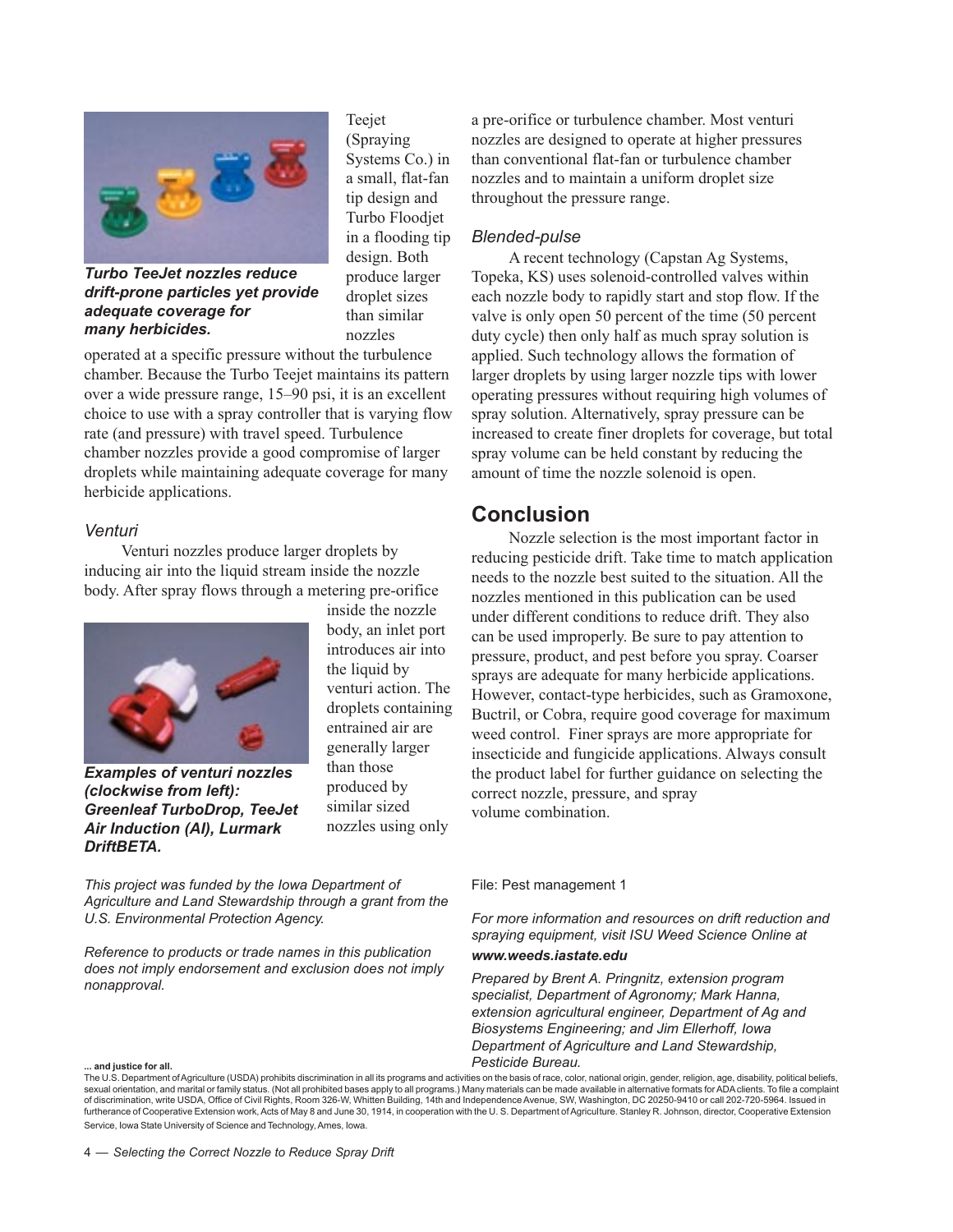Teejet (Spraying Systems Co.) in a small, flat-fan tip design and Turbo Floodjet in a flooding tip design. Both produce larger droplet sizes than similar nozzles operated at a specific pressure without the turbulence chamber. Because the Turbo Teejet maintains its pattern over a wide pressure range, 15–90 psi, it is an excellent choice to use with a spray controller that is varying flow rate (and pressure) with travel speed. Turbulence chamber nozzles provide a good compromise of larger droplets while maintaining adequate coverage for many herbicide applications.

***Turbo TeeJet nozzles reduce drift-prone particles yet provide adequate coverage for many herbicides.***

### *Venturi*

Venturi nozzles produce larger droplets by inducing air into the liquid stream inside the nozzle body. After spray flows through a metering pre-orifice inside the nozzle body, an inlet port introduces air into the liquid by venturi action. The droplets containing entrained air are generally larger than those produced by similar sized nozzles using only a pre-orifice or turbulence chamber. Most venturi nozzles are designed to operate at higher pressures than conventional flat-fan or turbulence chamber nozzles and to maintain a uniform droplet size throughout the pressure range.

***Examples of venturi nozzles (clockwise from left): Greenleaf TurboDrop, TeeJet Air Induction (AI), Lurmark DriftBETA.***

### *Blended-pulse*

A recent technology (Capstan Ag Systems, Topeka, KS) uses solenoid-controlled valves within each nozzle body to rapidly start and stop flow. If the valve is only open 50 percent of the time (50 percent duty cycle) then only half as much spray solution is applied. Such technology allows the formation of larger droplets by using larger nozzle tips with lower operating pressures without requiring high volumes of spray solution. Alternatively, spray pressure can be increased to create finer droplets for coverage, but total spray volume can be held constant by reducing the amount of time the nozzle solenoid is open.

## Conclusion

Nozzle selection is the most important factor in reducing pesticide drift. Take time to match application needs to the nozzle best suited to the situation. All the nozzles mentioned in this publication can be used under different conditions to reduce drift. They also can be used improperly. Be sure to pay attention to pressure, product, and pest before you spray. Coarser sprays are adequate for many herbicide applications. However, contact-type herbicides, such as Gramoxone, Buctril, or Cobra, require good coverage for maximum weed control. Finer sprays are more appropriate for insecticide and fungicide applications. Always consult the product label for further guidance on selecting the correct nozzle, pressure, and spray volume combination.

*This project was funded by the Iowa Department of Agriculture and Land Stewardship through a grant from the U.S. Environmental Protection Agency.*

*Reference to products or trade names in this publication does not imply endorsement and exclusion does not imply nonapproval.*

File: Pest management 1

*For more information and resources on drift reduction and spraying equipment, visit ISU Weed Science Online at* ***www.weeds.iastate.edu***

*Prepared by Brent A. Pringnitz, extension program specialist, Department of Agronomy; Mark Hanna, extension agricultural engineer, Department of Ag and Biosystems Engineering; and Jim Ellerhoff, Iowa Department of Agriculture and Land Stewardship, Pesticide Bureau.*

**... and justice for all.**
The U.S. Department of Agriculture (USDA) prohibits discrimination in all its programs and activities on the basis of race, color, national origin, gender, religion, age, disability, political beliefs, sexual orientation, and marital or family status. (Not all prohibited bases apply to all programs.) Many materials can be made available in alternative formats for ADA clients. To file a complaint of discrimination, write USDA, Office of Civil Rights, Room 326-W, Whitten Building, 14th and Independence Avenue, SW, Washington, DC 20250-9410 or call 202-720-5964. Issued in furtherance of Cooperative Extension work, Acts of May 8 and June 30, 1914, in cooperation with the U. S. Department of Agriculture. Stanley R. Johnson, director, Cooperative Extension Service, Iowa State University of Science and Technology, Ames, Iowa.